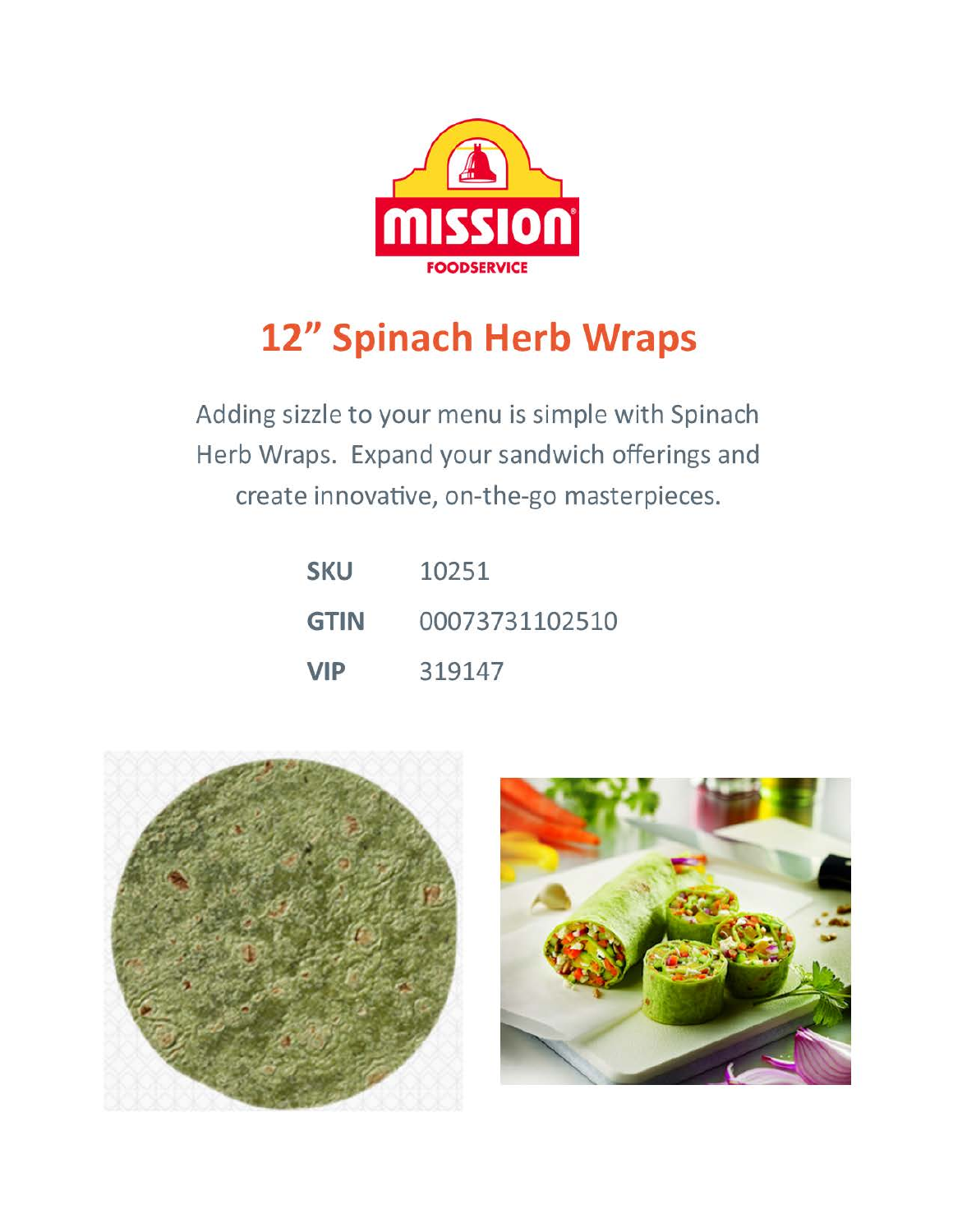MISSION FOODSERVICE

# 12" Spinach Herb Wraps

Adding sizzle to your menu is simple with Spinach Herb Wraps. Expand your sandwich offerings and create innovative, on-the-go masterpieces.

| | |
|---|---|
| **SKU** | 10251 |
| **GTIN** | 00073731102510 |
| **VIP** | 319147 |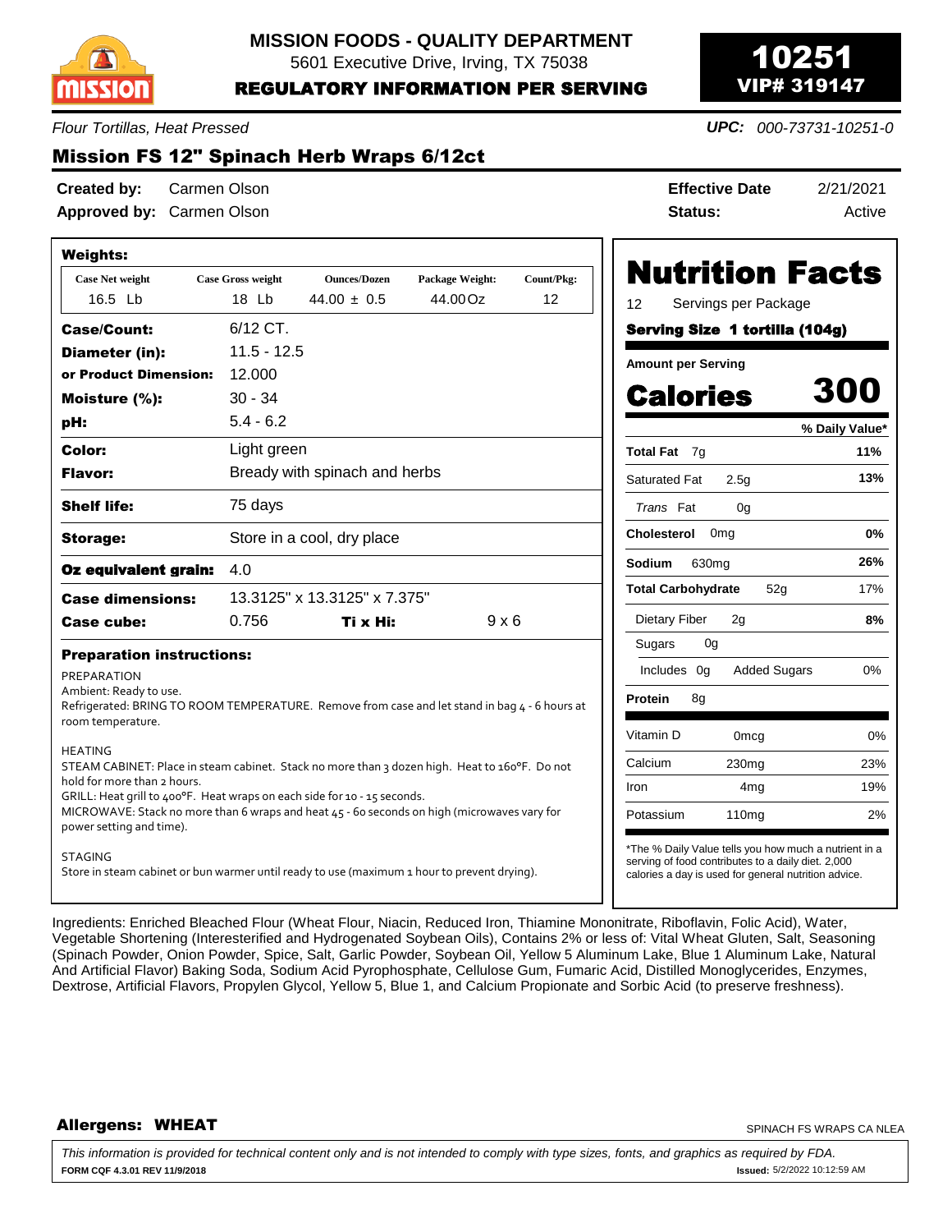# MISSION FOODS - QUALITY DEPARTMENT

5601 Executive Drive, Irving, TX 75038

**REGULATORY INFORMATION PER SERVING**

**10251**
**VIP# 319147**

*Flour Tortillas, Heat Pressed*

***UPC:*** *000-73731-10251-0*

## Mission FS 12" Spinach Herb Wraps 6/12ct

**Created by:** Carmen Olson
**Approved by:** Carmen Olson

**Effective Date** 2/21/2021
**Status:** Active

### Weights:

| Case Net weight | Case Gross weight | Ounces/Dozen | Package Weight: | Count/Pkg: |
|---|---|---|---|---|
| 16.5 Lb | 18 Lb | 44.00 ± 0.5 | 44.00 Oz | 12 |

| | |
|---|---|
| **Case/Count:** | 6/12 CT. |
| **Diameter (in):** | 11.5 - 12.5 |
| **or Product Dimension:** | 12.000 |
| **Moisture (%):** | 30 - 34 |
| **pH:** | 5.4 - 6.2 |
| **Color:** | Light green |
| **Flavor:** | Bready with spinach and herbs |
| **Shelf life:** | 75 days |
| **Storage:** | Store in a cool, dry place |
| **Oz equivalent grain:** | 4.0 |
| **Case dimensions:** | 13.3125" x 13.3125" x 7.375" |
| **Case cube:** | 0.756 **Ti x Hi:** 9 x 6 |

### Preparation instructions:

PREPARATION
Ambient: Ready to use.
Refrigerated: BRING TO ROOM TEMPERATURE. Remove from case and let stand in bag 4 - 6 hours at room temperature.

HEATING
STEAM CABINET: Place in steam cabinet. Stack no more than 3 dozen high. Heat to 160°F. Do not hold for more than 2 hours.
GRILL: Heat grill to 400°F. Heat wraps on each side for 10 - 15 seconds.
MICROWAVE: Stack no more than 6 wraps and heat 45 - 60 seconds on high (microwaves vary for power setting and time).

STAGING
Store in steam cabinet or bun warmer until ready to use (maximum 1 hour to prevent drying).

## Nutrition Facts

12 Servings per Package

**Serving Size 1 tortilla (104g)**

Amount per Serving

**Calories 300**

| | | % Daily Value* |
|---|---|---|
| **Total Fat** | 7g | **11%** |
| Saturated Fat | 2.5g | **13%** |
| *Trans* Fat | 0g | |
| **Cholesterol** | 0mg | **0%** |
| **Sodium** | 630mg | **26%** |
| **Total Carbohydrate** | 52g | 17% |
| Dietary Fiber | 2g | **8%** |
| Sugars | 0g | |
| Includes 0g Added Sugars | | 0% |
| **Protein** | 8g | |
| Vitamin D | 0mcg | 0% |
| Calcium | 230mg | 23% |
| Iron | 4mg | 19% |
| Potassium | 110mg | 2% |

*The % Daily Value tells you how much a nutrient in a serving of food contributes to a daily diet. 2,000 calories a day is used for general nutrition advice.

Ingredients: Enriched Bleached Flour (Wheat Flour, Niacin, Reduced Iron, Thiamine Mononitrate, Riboflavin, Folic Acid), Water, Vegetable Shortening (Interesterified and Hydrogenated Soybean Oils), Contains 2% or less of: Vital Wheat Gluten, Salt, Seasoning (Spinach Powder, Onion Powder, Spice, Salt, Garlic Powder, Soybean Oil, Yellow 5 Aluminum Lake, Blue 1 Aluminum Lake, Natural And Artificial Flavor) Baking Soda, Sodium Acid Pyrophosphate, Cellulose Gum, Fumaric Acid, Distilled Monoglycerides, Enzymes, Dextrose, Artificial Flavors, Propylen Glycol, Yellow 5, Blue 1, and Calcium Propionate and Sorbic Acid (to preserve freshness).

**Allergens: WHEAT**

SPINACH FS WRAPS CA NLEA

*This information is provided for technical content only and is not intended to comply with type sizes, fonts, and graphics as required by FDA.*

**FORM CQF 4.3.01 REV 11/9/2018**

**Issued:** 5/2/2022 10:12:59 AM